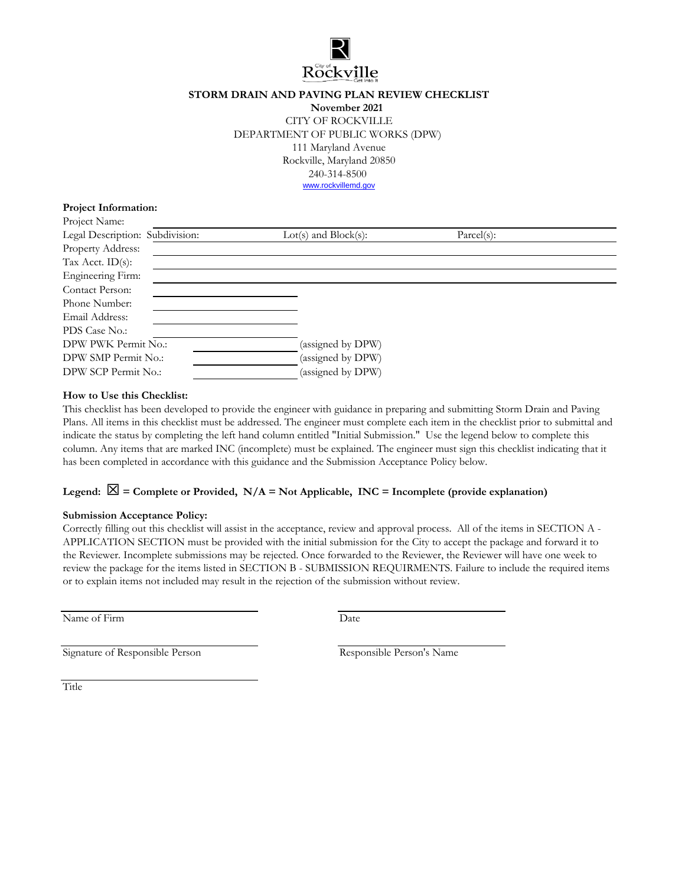**STORM DRAIN AND PAVING PLAN REVIEW CHECKLIST**

**November 2021**

CITY OF ROCKVILLE

DEPARTMENT OF PUBLIC WORKS (DPW)

111 Maryland Avenue

Rockville, Maryland 20850

240-314-8500

www.rockvillemd.gov

**Project Information:**

Project Name: ______________________________

Legal Description: Subdivision: ______________ Lot(s) and Block(s): ______________ Parcel(s): ______________

Property Address: ______________________________

Tax Acct. ID(s): ______________________________

Engineering Firm: ______________________________

Contact Person: ______________________________

Phone Number: ______________________________

Email Address: ______________________________

PDS Case No.: ______________________________

DPW PWK Permit No.: ______________ (assigned by DPW)

DPW SMP Permit No.: ______________ (assigned by DPW)

DPW SCP Permit No.: ______________ (assigned by DPW)

**How to Use this Checklist:**

This checklist has been developed to provide the engineer with guidance in preparing and submitting Storm Drain and Paving Plans. All items in this checklist must be addressed. The engineer must complete each item in the checklist prior to submittal and indicate the status by completing the left hand column entitled "Initial Submission." Use the legend below to complete this column. Any items that are marked INC (incomplete) must be explained. The engineer must sign this checklist indicating that it has been completed in accordance with this guidance and the Submission Acceptance Policy below.

**Legend: ☒ = Complete or Provided, N/A = Not Applicable, INC = Incomplete (provide explanation)**

**Submission Acceptance Policy:**

Correctly filling out this checklist will assist in the acceptance, review and approval process. All of the items in SECTION A - APPLICATION SECTION must be provided with the initial submission for the City to accept the package and forward it to the Reviewer. Incomplete submissions may be rejected. Once forwarded to the Reviewer, the Reviewer will have one week to review the package for the items listed in SECTION B - SUBMISSION REQUIRMENTS. Failure to include the required items or to explain items not included may result in the rejection of the submission without review.

______________________________ ______________________________

Name of Firm Date

______________________________ ______________________________

Signature of Responsible Person Responsible Person's Name

______________________________

Title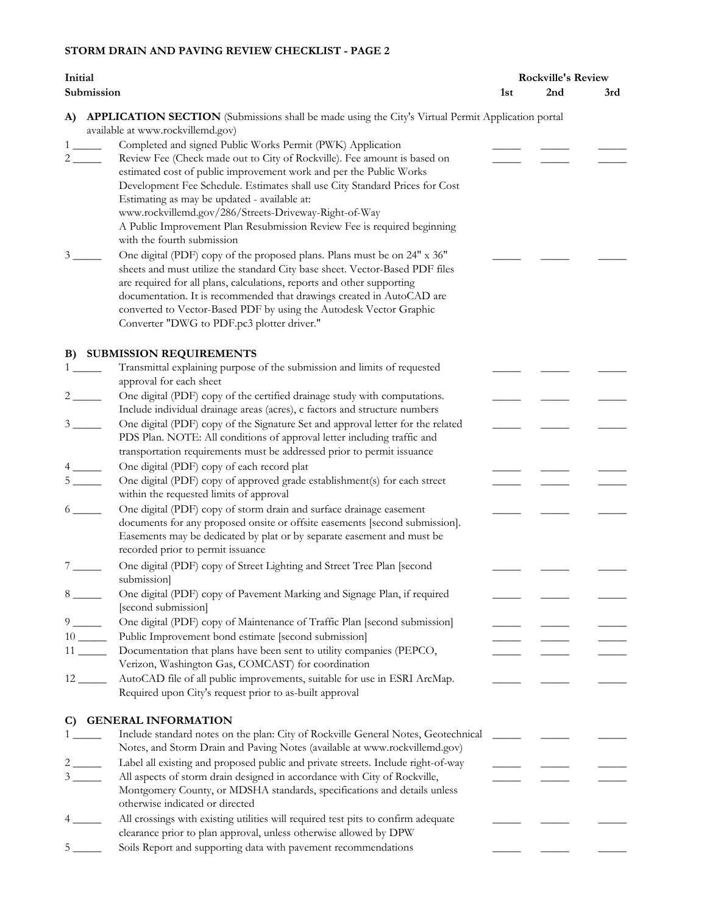## STORM DRAIN AND PAVING REVIEW CHECKLIST - PAGE 2

| Initial Submission | | Rockville's Review 1st | 2nd | 3rd |
|---|---|---|---|---|
| **A)** | **APPLICATION SECTION** (Submissions shall be made using the City's Virtual Permit Application portal available at www.rockvillemd.gov) | | | |
| 1 _____ | Completed and signed Public Works Permit (PWK) Application | _____ | _____ | _____ |
| 2 _____ | Review Fee (Check made out to City of Rockville). Fee amount is based on estimated cost of public improvement work and per the Public Works Development Fee Schedule. Estimates shall use City Standard Prices for Cost Estimating as may be updated - available at: www.rockvillemd.gov/286/Streets-Driveway-Right-of-Way A Public Improvement Plan Resubmission Review Fee is required beginning with the fourth submission | _____ | _____ | _____ |
| 3 _____ | One digital (PDF) copy of the proposed plans. Plans must be on 24" x 36" sheets and must utilize the standard City base sheet. Vector-Based PDF files are required for all plans, calculations, reports and other supporting documentation. It is recommended that drawings created in AutoCAD are converted to Vector-Based PDF by using the Autodesk Vector Graphic Converter "DWG to PDF.pc3 plotter driver." | _____ | _____ | _____ |
| **B)** | **SUBMISSION REQUIREMENTS** | | | |
| 1 _____ | Transmittal explaining purpose of the submission and limits of requested approval for each sheet | _____ | _____ | _____ |
| 2 _____ | One digital (PDF) copy of the certified drainage study with computations. Include individual drainage areas (acres), c factors and structure numbers | _____ | _____ | _____ |
| 3 _____ | One digital (PDF) copy of the Signature Set and approval letter for the related PDS Plan. NOTE: All conditions of approval letter including traffic and transportation requirements must be addressed prior to permit issuance | _____ | _____ | _____ |
| 4 _____ | One digital (PDF) copy of each record plat | _____ | _____ | _____ |
| 5 _____ | One digital (PDF) copy of approved grade establishment(s) for each street within the requested limits of approval | _____ | _____ | _____ |
| 6 _____ | One digital (PDF) copy of storm drain and surface drainage easement documents for any proposed onsite or offsite easements [second submission]. Easements may be dedicated by plat or by separate easement and must be recorded prior to permit issuance | _____ | _____ | _____ |
| 7 _____ | One digital (PDF) copy of Street Lighting and Street Tree Plan [second submission] | _____ | _____ | _____ |
| 8 _____ | One digital (PDF) copy of Pavement Marking and Signage Plan, if required [second submission] | _____ | _____ | _____ |
| 9 _____ | One digital (PDF) copy of Maintenance of Traffic Plan [second submission] | _____ | _____ | _____ |
| 10 _____ | Public Improvement bond estimate [second submission] | _____ | _____ | _____ |
| 11 _____ | Documentation that plans have been sent to utility companies (PEPCO, Verizon, Washington Gas, COMCAST) for coordination | _____ | _____ | _____ |
| 12 _____ | AutoCAD file of all public improvements, suitable for use in ESRI ArcMap. Required upon City's request prior to as-built approval | _____ | _____ | _____ |
| **C)** | **GENERAL INFORMATION** | | | |
| 1 _____ | Include standard notes on the plan: City of Rockville General Notes, Geotechnical Notes, and Storm Drain and Paving Notes (available at www.rockvillemd.gov) | _____ | _____ | _____ |
| 2 _____ | Label all existing and proposed public and private streets. Include right-of-way | _____ | _____ | _____ |
| 3 _____ | All aspects of storm drain designed in accordance with City of Rockville, Montgomery County, or MDSHA standards, specifications and details unless otherwise indicated or directed | _____ | _____ | _____ |
| 4 _____ | All crossings with existing utilities will required test pits to confirm adequate clearance prior to plan approval, unless otherwise allowed by DPW | _____ | _____ | _____ |
| 5 _____ | Soils Report and supporting data with pavement recommendations | _____ | _____ | _____ |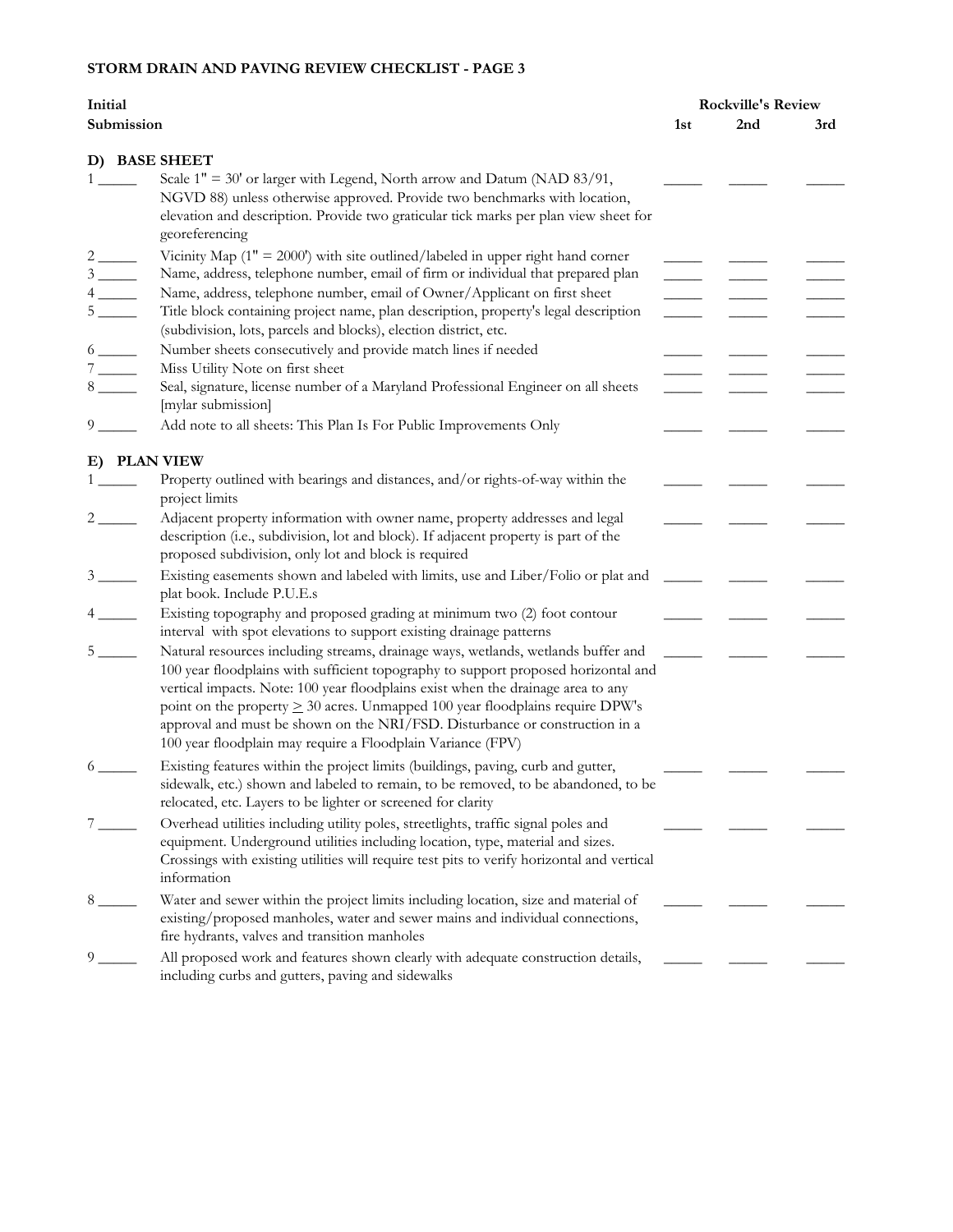## STORM DRAIN AND PAVING REVIEW CHECKLIST - PAGE 3

| Initial Submission | | Rockville's Review 1st | 2nd | 3rd |
|---|---|---|---|---|
| **D) BASE SHEET** | | | | |
| 1 _____ | Scale 1" = 30' or larger with Legend, North arrow and Datum (NAD 83/91, NGVD 88) unless otherwise approved. Provide two benchmarks with location, elevation and description. Provide two graticular tick marks per plan view sheet for georeferencing | _____ | _____ | _____ |
| 2 _____ | Vicinity Map (1" = 2000') with site outlined/labeled in upper right hand corner | _____ | _____ | _____ |
| 3 _____ | Name, address, telephone number, email of firm or individual that prepared plan | _____ | _____ | _____ |
| 4 _____ | Name, address, telephone number, email of Owner/Applicant on first sheet | _____ | _____ | _____ |
| 5 _____ | Title block containing project name, plan description, property's legal description (subdivision, lots, parcels and blocks), election district, etc. | _____ | _____ | _____ |
| 6 _____ | Number sheets consecutively and provide match lines if needed | _____ | _____ | _____ |
| 7 _____ | Miss Utility Note on first sheet | _____ | _____ | _____ |
| 8 _____ | Seal, signature, license number of a Maryland Professional Engineer on all sheets [mylar submission] | _____ | _____ | _____ |
| 9 _____ | Add note to all sheets: This Plan Is For Public Improvements Only | _____ | _____ | _____ |
| **E) PLAN VIEW** | | | | |
| 1 _____ | Property outlined with bearings and distances, and/or rights-of-way within the project limits | _____ | _____ | _____ |
| 2 _____ | Adjacent property information with owner name, property addresses and legal description (i.e., subdivision, lot and block). If adjacent property is part of the proposed subdivision, only lot and block is required | _____ | _____ | _____ |
| 3 _____ | Existing easements shown and labeled with limits, use and Liber/Folio or plat and plat book. Include P.U.E.s | _____ | _____ | _____ |
| 4 _____ | Existing topography and proposed grading at minimum two (2) foot contour interval with spot elevations to support existing drainage patterns | _____ | _____ | _____ |
| 5 _____ | Natural resources including streams, drainage ways, wetlands, wetlands buffer and 100 year floodplains with sufficient topography to support proposed horizontal and vertical impacts. Note: 100 year floodplains exist when the drainage area to any point on the property ≥ 30 acres. Unmapped 100 year floodplains require DPW's approval and must be shown on the NRI/FSD. Disturbance or construction in a 100 year floodplain may require a Floodplain Variance (FPV) | _____ | _____ | _____ |
| 6 _____ | Existing features within the project limits (buildings, paving, curb and gutter, sidewalk, etc.) shown and labeled to remain, to be removed, to be abandoned, to be relocated, etc. Layers to be lighter or screened for clarity | _____ | _____ | _____ |
| 7 _____ | Overhead utilities including utility poles, streetlights, traffic signal poles and equipment. Underground utilities including location, type, material and sizes. Crossings with existing utilities will require test pits to verify horizontal and vertical information | _____ | _____ | _____ |
| 8 _____ | Water and sewer within the project limits including location, size and material of existing/proposed manholes, water and sewer mains and individual connections, fire hydrants, valves and transition manholes | _____ | _____ | _____ |
| 9 _____ | All proposed work and features shown clearly with adequate construction details, including curbs and gutters, paving and sidewalks | _____ | _____ | _____ |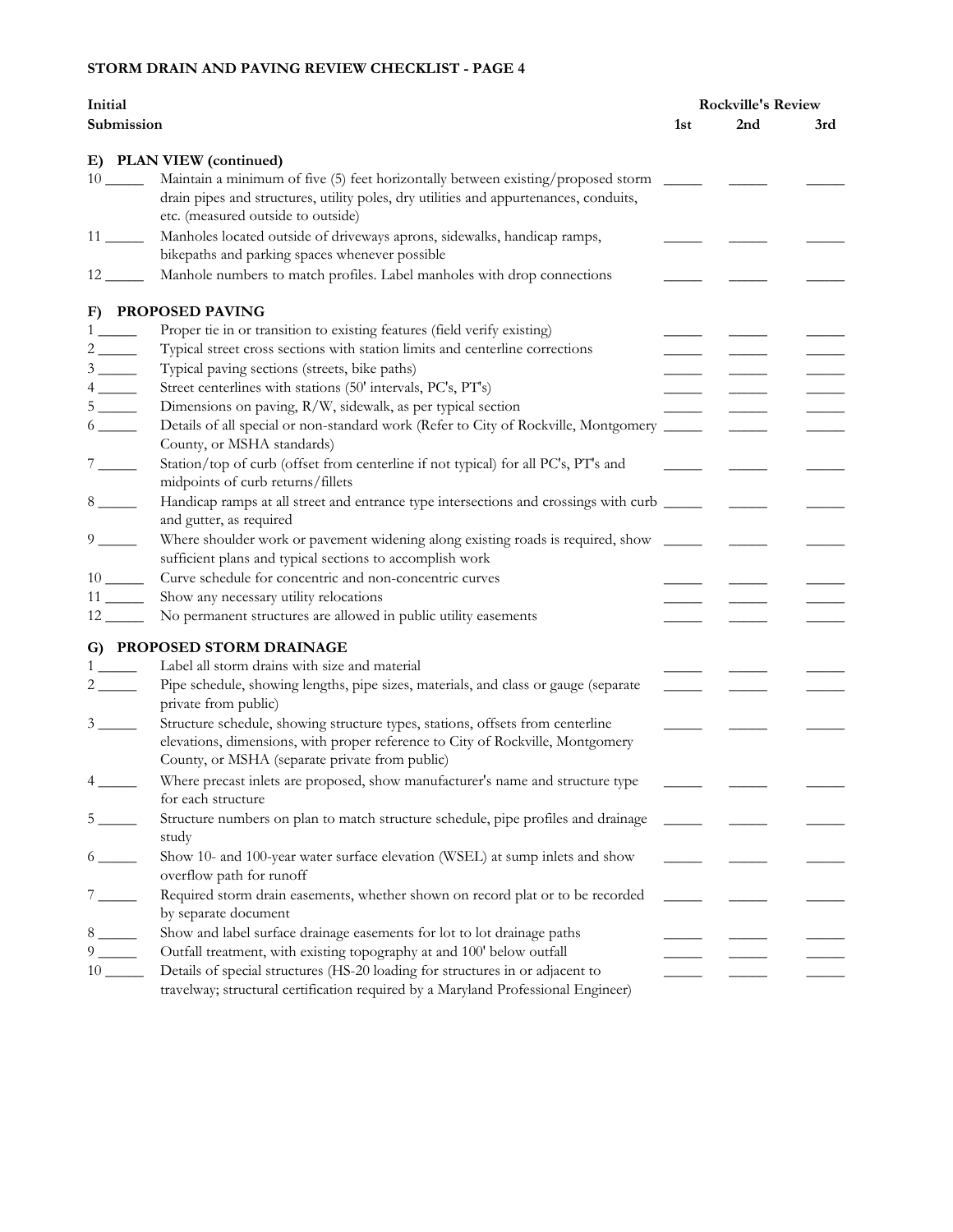**STORM DRAIN AND PAVING REVIEW CHECKLIST - PAGE 4**

| Initial Submission | | Rockville's Review 1st | 2nd | 3rd |
|---|---|---|---|---|
| **E) PLAN VIEW (continued)** | | | | |
| 10 _____ | Maintain a minimum of five (5) feet horizontally between existing/proposed storm drain pipes and structures, utility poles, dry utilities and appurtenances, conduits, etc. (measured outside to outside) | _____ | _____ | _____ |
| 11 _____ | Manholes located outside of driveways aprons, sidewalks, handicap ramps, bikepaths and parking spaces whenever possible | _____ | _____ | _____ |
| 12 _____ | Manhole numbers to match profiles. Label manholes with drop connections | _____ | _____ | _____ |
| **F) PROPOSED PAVING** | | | | |
| 1 _____ | Proper tie in or transition to existing features (field verify existing) | _____ | _____ | _____ |
| 2 _____ | Typical street cross sections with station limits and centerline corrections | _____ | _____ | _____ |
| 3 _____ | Typical paving sections (streets, bike paths) | _____ | _____ | _____ |
| 4 _____ | Street centerlines with stations (50' intervals, PC's, PT's) | _____ | _____ | _____ |
| 5 _____ | Dimensions on paving, R/W, sidewalk, as per typical section | _____ | _____ | _____ |
| 6 _____ | Details of all special or non-standard work (Refer to City of Rockville, Montgomery County, or MSHA standards) | _____ | _____ | _____ |
| 7 _____ | Station/top of curb (offset from centerline if not typical) for all PC's, PT's and midpoints of curb returns/fillets | _____ | _____ | _____ |
| 8 _____ | Handicap ramps at all street and entrance type intersections and crossings with curb and gutter, as required | _____ | _____ | _____ |
| 9 _____ | Where shoulder work or pavement widening along existing roads is required, show sufficient plans and typical sections to accomplish work | _____ | _____ | _____ |
| 10 _____ | Curve schedule for concentric and non-concentric curves | _____ | _____ | _____ |
| 11 _____ | Show any necessary utility relocations | _____ | _____ | _____ |
| 12 _____ | No permanent structures are allowed in public utility easements | _____ | _____ | _____ |
| **G) PROPOSED STORM DRAINAGE** | | | | |
| 1 _____ | Label all storm drains with size and material | _____ | _____ | _____ |
| 2 _____ | Pipe schedule, showing lengths, pipe sizes, materials, and class or gauge (separate private from public) | _____ | _____ | _____ |
| 3 _____ | Structure schedule, showing structure types, stations, offsets from centerline elevations, dimensions, with proper reference to City of Rockville, Montgomery County, or MSHA (separate private from public) | _____ | _____ | _____ |
| 4 _____ | Where precast inlets are proposed, show manufacturer's name and structure type for each structure | _____ | _____ | _____ |
| 5 _____ | Structure numbers on plan to match structure schedule, pipe profiles and drainage study | _____ | _____ | _____ |
| 6 _____ | Show 10- and 100-year water surface elevation (WSEL) at sump inlets and show overflow path for runoff | _____ | _____ | _____ |
| 7 _____ | Required storm drain easements, whether shown on record plat or to be recorded by separate document | _____ | _____ | _____ |
| 8 _____ | Show and label surface drainage easements for lot to lot drainage paths | _____ | _____ | _____ |
| 9 _____ | Outfall treatment, with existing topography at and 100' below outfall | _____ | _____ | _____ |
| 10 _____ | Details of special structures (HS-20 loading for structures in or adjacent to travelway; structural certification required by a Maryland Professional Engineer) | _____ | _____ | _____ |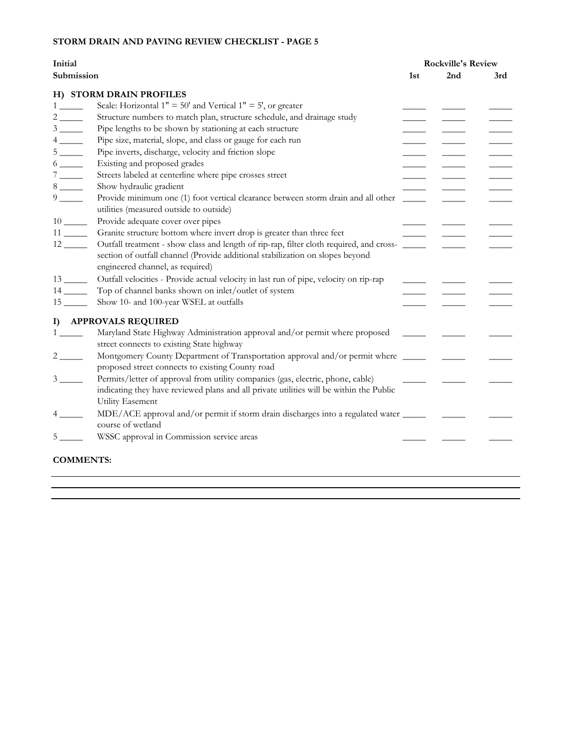**STORM DRAIN AND PAVING REVIEW CHECKLIST - PAGE 5**

| Initial Submission | | Rockville's Review 1st | 2nd | 3rd |
|---|---|---|---|---|
| **H)** | **STORM DRAIN PROFILES** | | | |
| 1 _____ | Scale: Horizontal 1" = 50' and Vertical 1" = 5', or greater | _____ | _____ | _____ |
| 2 _____ | Structure numbers to match plan, structure schedule, and drainage study | _____ | _____ | _____ |
| 3 _____ | Pipe lengths to be shown by stationing at each structure | _____ | _____ | _____ |
| 4 _____ | Pipe size, material, slope, and class or gauge for each run | _____ | _____ | _____ |
| 5 _____ | Pipe inverts, discharge, velocity and friction slope | _____ | _____ | _____ |
| 6 _____ | Existing and proposed grades | _____ | _____ | _____ |
| 7 _____ | Streets labeled at centerline where pipe crosses street | _____ | _____ | _____ |
| 8 _____ | Show hydraulic gradient | _____ | _____ | _____ |
| 9 _____ | Provide minimum one (1) foot vertical clearance between storm drain and all other utilities (measured outside to outside) | _____ | _____ | _____ |
| 10 _____ | Provide adequate cover over pipes | _____ | _____ | _____ |
| 11 _____ | Granite structure bottom where invert drop is greater than three feet | _____ | _____ | _____ |
| 12 _____ | Outfall treatment - show class and length of rip-rap, filter cloth required, and cross-section of outfall channel (Provide additional stabilization on slopes beyond engineered channel, as required) | _____ | _____ | _____ |
| 13 _____ | Outfall velocities - Provide actual velocity in last run of pipe, velocity on rip-rap | _____ | _____ | _____ |
| 14 _____ | Top of channel banks shown on inlet/outlet of system | _____ | _____ | _____ |
| 15 _____ | Show 10- and 100-year WSEL at outfalls | _____ | _____ | _____ |
| **I)** | **APPROVALS REQUIRED** | | | |
| 1 _____ | Maryland State Highway Administration approval and/or permit where proposed street connects to existing State highway | _____ | _____ | _____ |
| 2 _____ | Montgomery County Department of Transportation approval and/or permit where proposed street connects to existing County road | _____ | _____ | _____ |
| 3 _____ | Permits/letter of approval from utility companies (gas, electric, phone, cable) indicating they have reviewed plans and all private utilities will be within the Public Utility Easement | _____ | _____ | _____ |
| 4 _____ | MDE/ACE approval and/or permit if storm drain discharges into a regulated water course of wetland | _____ | _____ | _____ |
| 5 _____ | WSSC approval in Commission service areas | _____ | _____ | _____ |

**COMMENTS:**

_______________________________________________

_______________________________________________

_______________________________________________